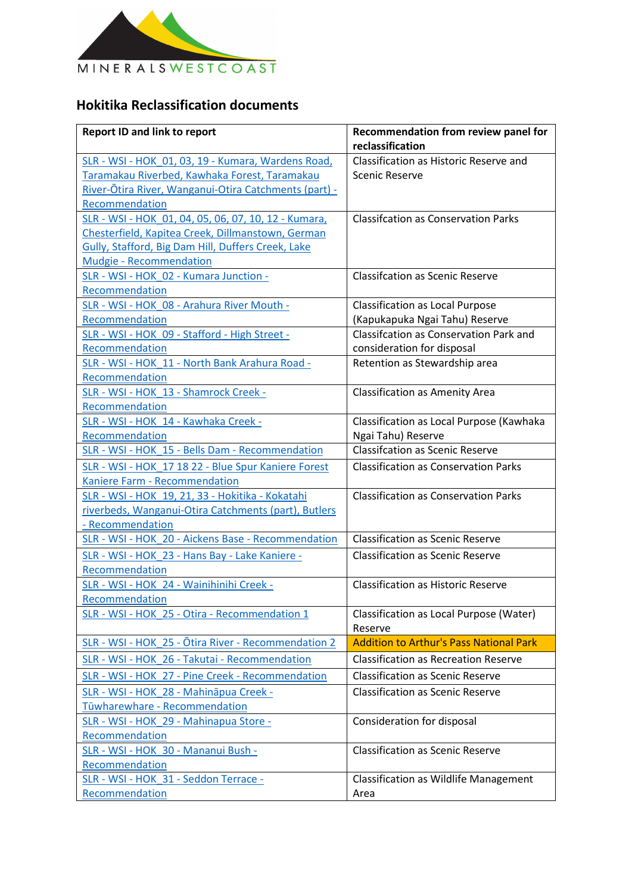MINERALSWESTCOAST

## Hokitika Reclassification documents

| Report ID and link to report | Recommendation from review panel for reclassification |
| --- | --- |
| SLR - WSI - HOK_01, 03, 19 - Kumara, Wardens Road, Taramakau Riverbed, Kawhaka Forest, Taramakau River-Ōtira River, Wanganui-Otira Catchments (part) - Recommendation | Classification as Historic Reserve and Scenic Reserve |
| SLR - WSI - HOK_01, 04, 05, 06, 07, 10, 12 - Kumara, Chesterfield, Kapitea Creek, Dillmanstown, German Gully, Stafford, Big Dam Hill, Duffers Creek, Lake Mudgie - Recommendation | Classifcation as Conservation Parks |
| SLR - WSI - HOK_02 - Kumara Junction - Recommendation | Classifcation as Scenic Reserve |
| SLR - WSI - HOK_08 - Arahura River Mouth - Recommendation | Classification as Local Purpose (Kapukapuka Ngai Tahu) Reserve |
| SLR - WSI - HOK_09 - Stafford - High Street - Recommendation | Classifcation as Conservation Park and consideration for disposal |
| SLR - WSI - HOK_11 - North Bank Arahura Road - Recommendation | Retention as Stewardship area |
| SLR - WSI - HOK_13 - Shamrock Creek - Recommendation | Classification as Amenity Area |
| SLR - WSI - HOK_14 - Kawhaka Creek - Recommendation | Classification as Local Purpose (Kawhaka Ngai Tahu) Reserve |
| SLR - WSI - HOK_15 - Bells Dam - Recommendation | Classifcation as Scenic Reserve |
| SLR - WSI - HOK_17 18 22 - Blue Spur Kaniere Forest Kaniere Farm - Recommendation | Classification as Conservation Parks |
| SLR - WSI - HOK_19, 21, 33 - Hokitika - Kokatahi riverbeds, Wanganui-Otira Catchments (part), Butlers - Recommendation | Classification as Conservation Parks |
| SLR - WSI - HOK_20 - Aickens Base - Recommendation | Classification as Scenic Reserve |
| SLR - WSI - HOK_23 - Hans Bay - Lake Kaniere - Recommendation | Classification as Scenic Reserve |
| SLR - WSI - HOK_24 - Wainihinihi Creek - Recommendation | Classification as Historic Reserve |
| SLR - WSI - HOK_25 - Otira - Recommendation 1 | Classification as Local Purpose (Water) Reserve |
| SLR - WSI - HOK_25 - Ōtira River - Recommendation 2 | Addition to Arthur's Pass National Park |
| SLR - WSI - HOK_26 - Takutai - Recommendation | Classification as Recreation Reserve |
| SLR - WSI - HOK_27 - Pine Creek - Recommendation | Classification as Scenic Reserve |
| SLR - WSI - HOK_28 - Mahināpua Creek - Tūwharewhare - Recommendation | Classification as Scenic Reserve |
| SLR - WSI - HOK_29 - Mahinapua Store - Recommendation | Consideration for disposal |
| SLR - WSI - HOK_30 - Mananui Bush - Recommendation | Classification as Scenic Reserve |
| SLR - WSI - HOK_31 - Seddon Terrace - Recommendation | Classification as Wildlife Management Area |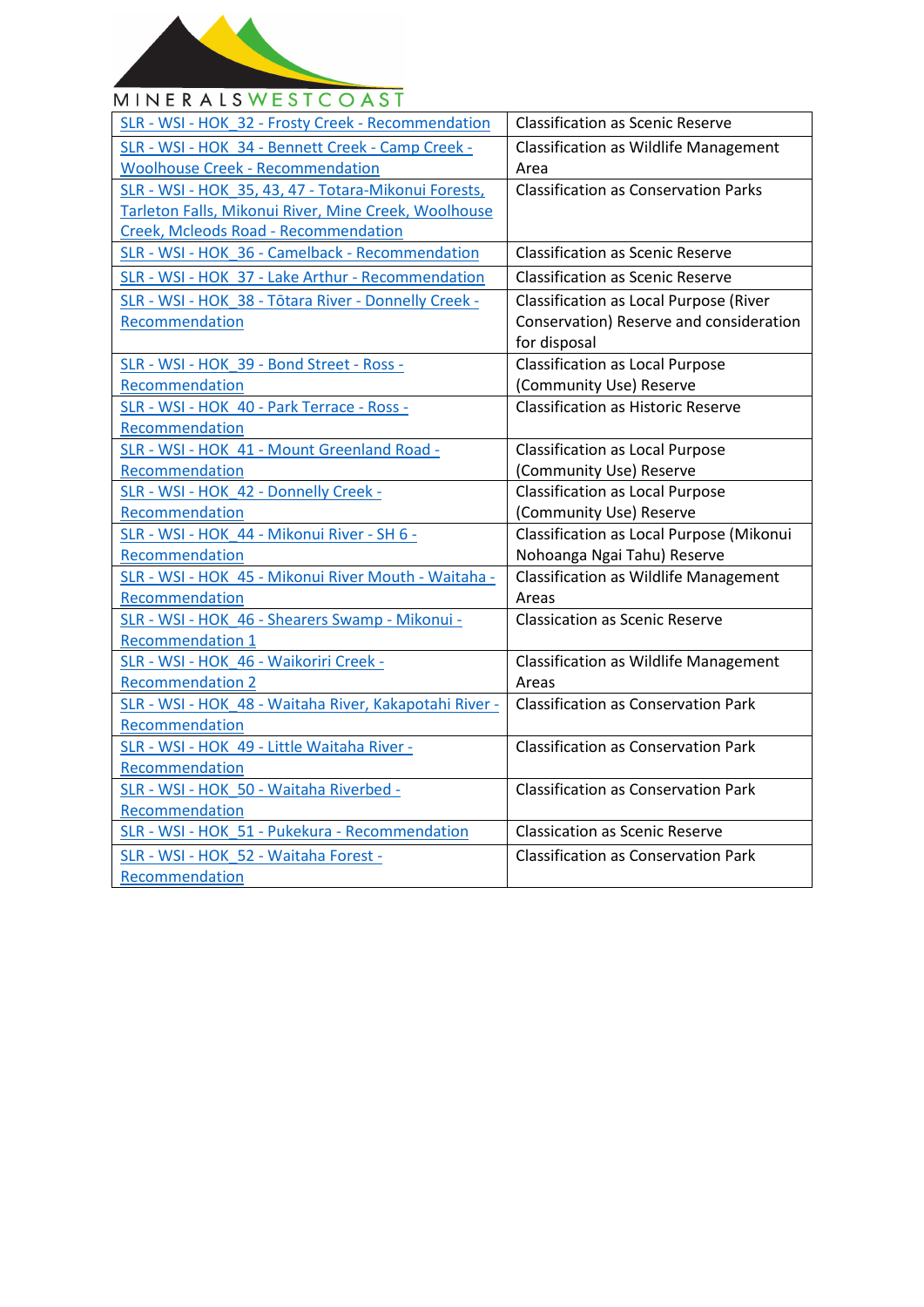MINERALSWESTCOAST

| | |
|---|---|
| SLR - WSI - HOK_32 - Frosty Creek - Recommendation | Classification as Scenic Reserve |
| SLR - WSI - HOK_34 - Bennett Creek - Camp Creek - Woolhouse Creek - Recommendation | Classification as Wildlife Management Area |
| SLR - WSI - HOK_35, 43, 47 - Totara-Mikonui Forests, Tarleton Falls, Mikonui River, Mine Creek, Woolhouse Creek, Mcleods Road - Recommendation | Classification as Conservation Parks |
| SLR - WSI - HOK_36 - Camelback - Recommendation | Classification as Scenic Reserve |
| SLR - WSI - HOK_37 - Lake Arthur - Recommendation | Classification as Scenic Reserve |
| SLR - WSI - HOK_38 - Tōtara River - Donnelly Creek - Recommendation | Classification as Local Purpose (River Conservation) Reserve and consideration for disposal |
| SLR - WSI - HOK_39 - Bond Street - Ross - Recommendation | Classification as Local Purpose (Community Use) Reserve |
| SLR - WSI - HOK_40 - Park Terrace - Ross - Recommendation | Classification as Historic Reserve |
| SLR - WSI - HOK_41 - Mount Greenland Road - Recommendation | Classification as Local Purpose (Community Use) Reserve |
| SLR - WSI - HOK_42 - Donnelly Creek - Recommendation | Classification as Local Purpose (Community Use) Reserve |
| SLR - WSI - HOK_44 - Mikonui River - SH 6 - Recommendation | Classification as Local Purpose (Mikonui Nohoanga Ngai Tahu) Reserve |
| SLR - WSI - HOK_45 - Mikonui River Mouth - Waitaha - Recommendation | Classification as Wildlife Management Areas |
| SLR - WSI - HOK_46 - Shearers Swamp - Mikonui - Recommendation 1 | Classication as Scenic Reserve |
| SLR - WSI - HOK_46 - Waikoriri Creek - Recommendation 2 | Classification as Wildlife Management Areas |
| SLR - WSI - HOK_48 - Waitaha River, Kakapotahi River - Recommendation | Classification as Conservation Park |
| SLR - WSI - HOK_49 - Little Waitaha River - Recommendation | Classification as Conservation Park |
| SLR - WSI - HOK_50 - Waitaha Riverbed - Recommendation | Classification as Conservation Park |
| SLR - WSI - HOK_51 - Pukekura - Recommendation | Classication as Scenic Reserve |
| SLR - WSI - HOK_52 - Waitaha Forest - Recommendation | Classification as Conservation Park |